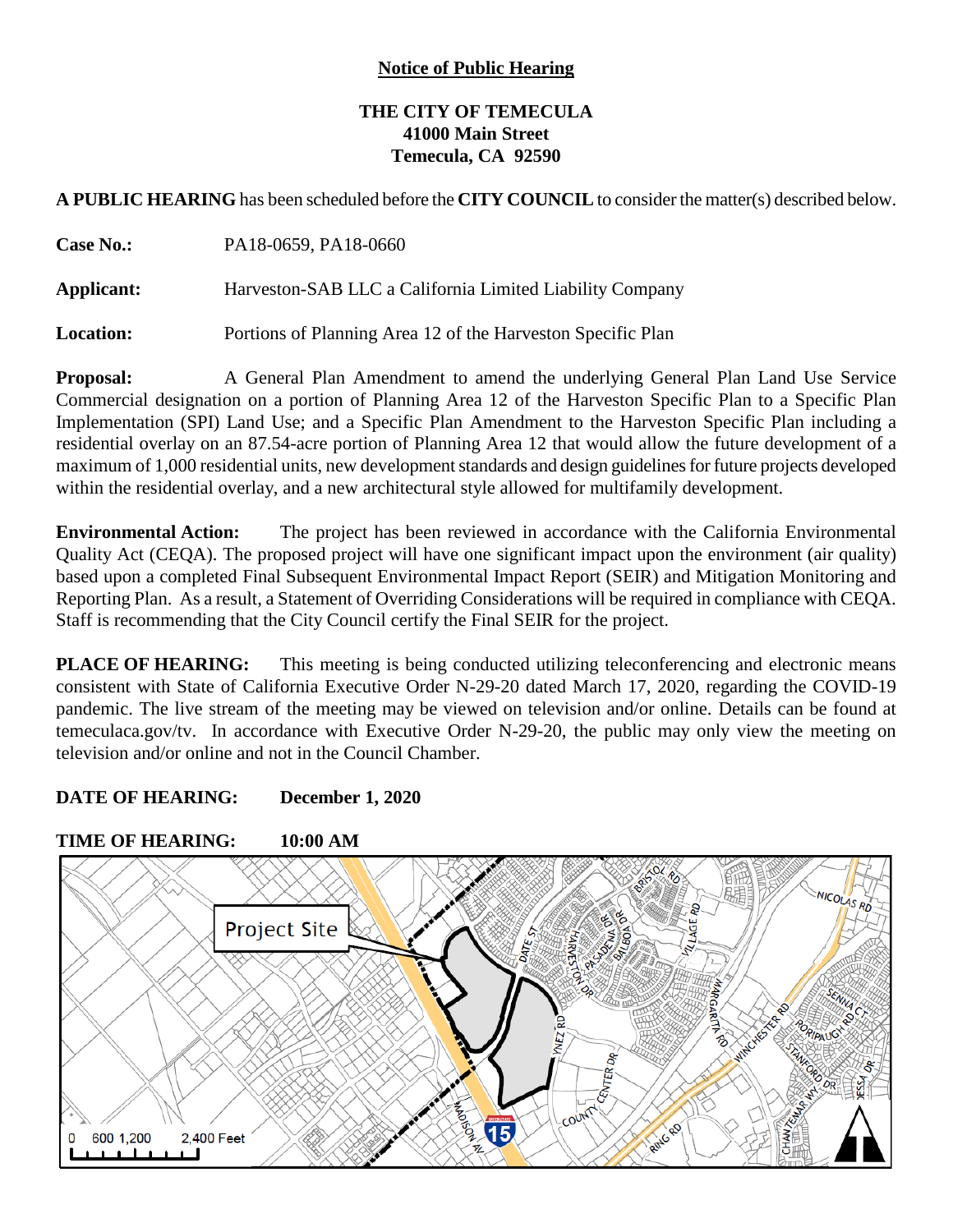**Notice of Public Hearing**

**THE CITY OF TEMECULA**
**41000 Main Street**
**Temecula, CA 92590**

**A PUBLIC HEARING** has been scheduled before the **CITY COUNCIL** to consider the matter(s) described below.

**Case No.:** PA18-0659, PA18-0660

**Applicant:** Harveston-SAB LLC a California Limited Liability Company

**Location:** Portions of Planning Area 12 of the Harveston Specific Plan

**Proposal:** A General Plan Amendment to amend the underlying General Plan Land Use Service Commercial designation on a portion of Planning Area 12 of the Harveston Specific Plan to a Specific Plan Implementation (SPI) Land Use; and a Specific Plan Amendment to the Harveston Specific Plan including a residential overlay on an 87.54-acre portion of Planning Area 12 that would allow the future development of a maximum of 1,000 residential units, new development standards and design guidelines for future projects developed within the residential overlay, and a new architectural style allowed for multifamily development.

**Environmental Action:** The project has been reviewed in accordance with the California Environmental Quality Act (CEQA). The proposed project will have one significant impact upon the environment (air quality) based upon a completed Final Subsequent Environmental Impact Report (SEIR) and Mitigation Monitoring and Reporting Plan. As a result, a Statement of Overriding Considerations will be required in compliance with CEQA. Staff is recommending that the City Council certify the Final SEIR for the project.

**PLACE OF HEARING:** This meeting is being conducted utilizing teleconferencing and electronic means consistent with State of California Executive Order N-29-20 dated March 17, 2020, regarding the COVID-19 pandemic. The live stream of the meeting may be viewed on television and/or online. Details can be found at temeculaca.gov/tv. In accordance with Executive Order N-29-20, the public may only view the meeting on television and/or online and not in the Council Chamber.

**DATE OF HEARING:** **December 1, 2020**

**TIME OF HEARING:** **10:00 AM**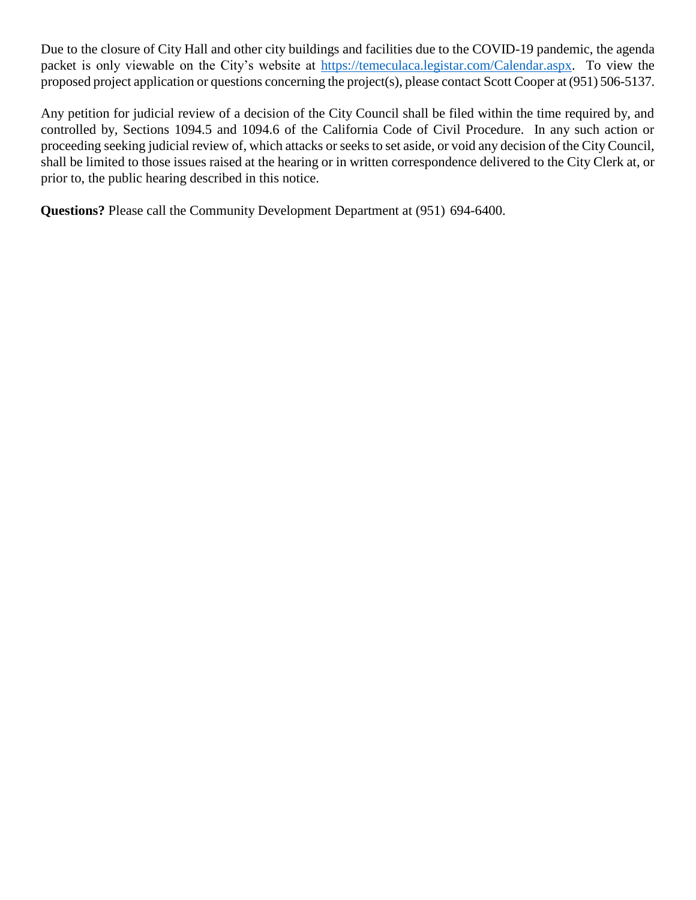Due to the closure of City Hall and other city buildings and facilities due to the COVID-19 pandemic, the agenda packet is only viewable on the City's website at https://temeculaca.legistar.com/Calendar.aspx. To view the proposed project application or questions concerning the project(s), please contact Scott Cooper at (951) 506-5137.

Any petition for judicial review of a decision of the City Council shall be filed within the time required by, and controlled by, Sections 1094.5 and 1094.6 of the California Code of Civil Procedure. In any such action or proceeding seeking judicial review of, which attacks or seeks to set aside, or void any decision of the City Council, shall be limited to those issues raised at the hearing or in written correspondence delivered to the City Clerk at, or prior to, the public hearing described in this notice.

**Questions?** Please call the Community Development Department at (951) 694-6400.